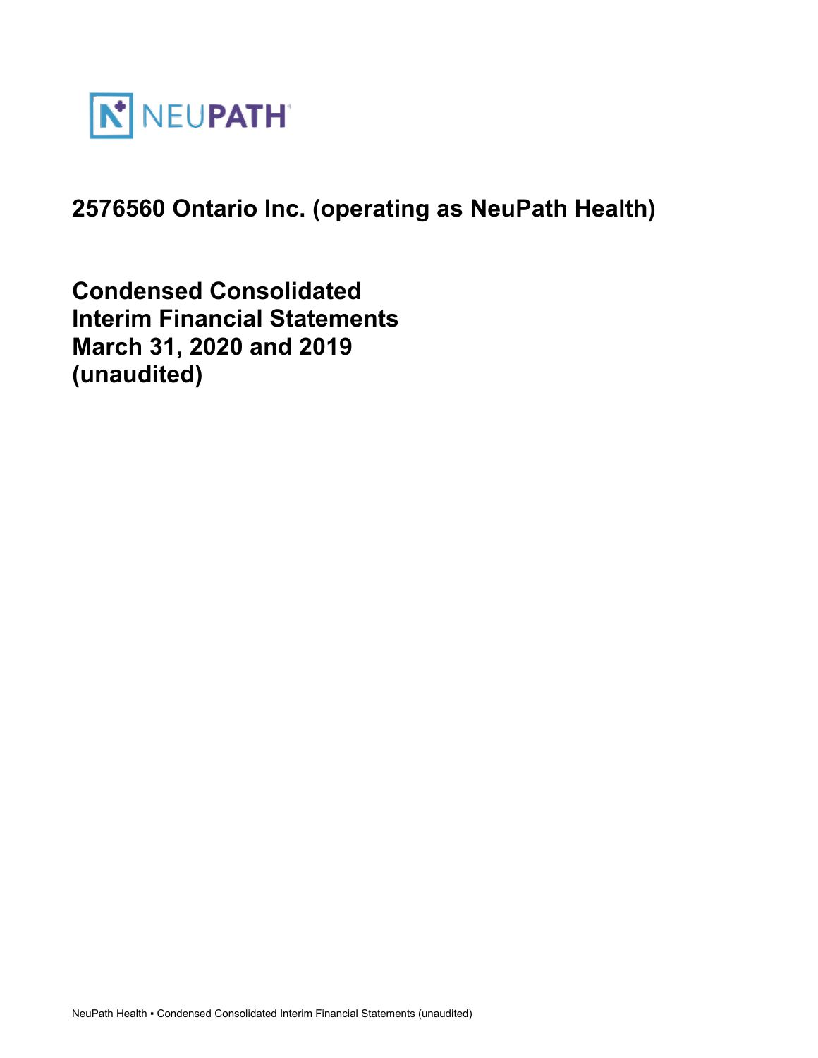NEUPATH

# 2576560 Ontario Inc. (operating as NeuPath Health)

## Condensed Consolidated Interim Financial Statements March 31, 2020 and 2019 (unaudited)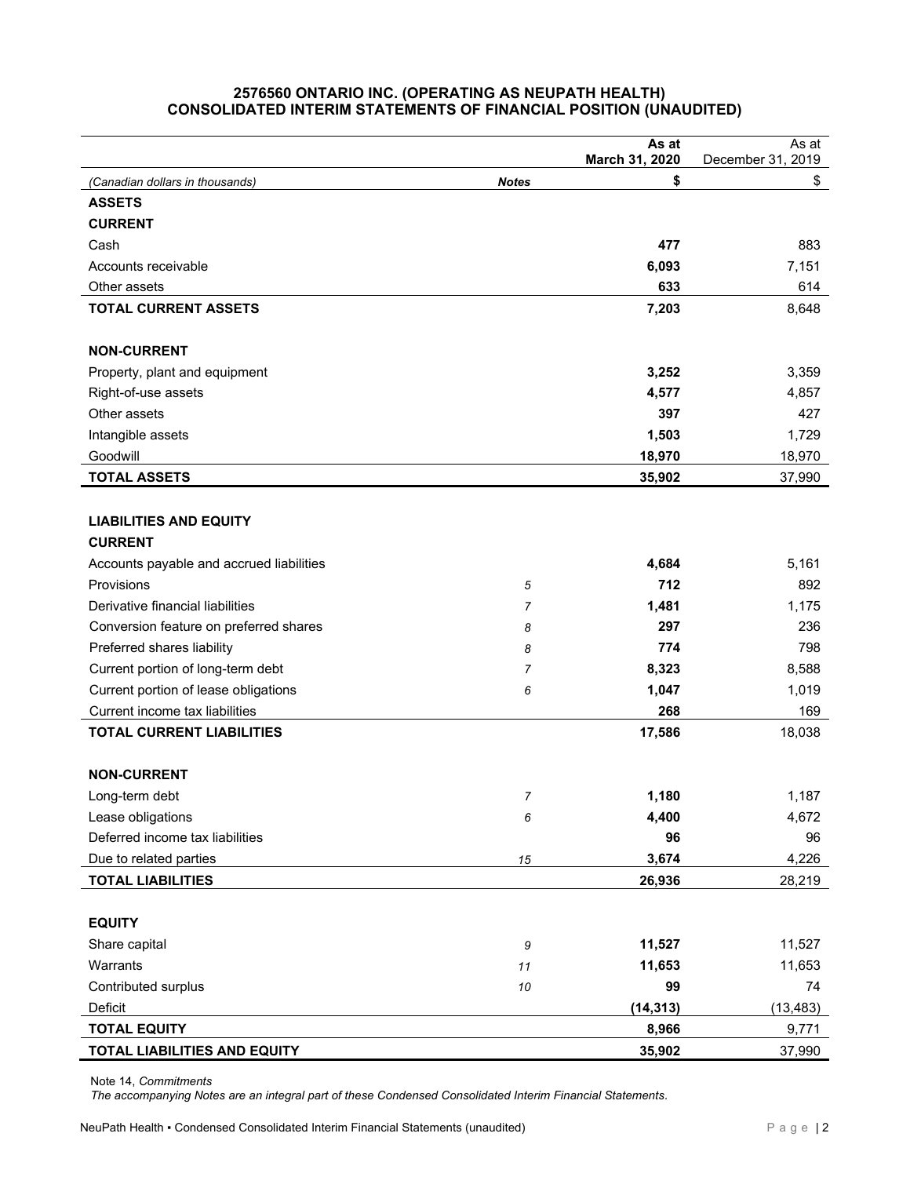# 2576560 ONTARIO INC. (OPERATING AS NEUPATH HEALTH)
## CONSOLIDATED INTERIM STATEMENTS OF FINANCIAL POSITION (UNAUDITED)

| | | As at March 31, 2020 | As at December 31, 2019 |
|---|---|---|---|
| *(Canadian dollars in thousands)* | ***Notes*** | **$** | $ |
| **ASSETS** | | | |
| **CURRENT** | | | |
| Cash | | **477** | 883 |
| Accounts receivable | | **6,093** | 7,151 |
| Other assets | | **633** | 614 |
| **TOTAL CURRENT ASSETS** | | **7,203** | 8,648 |
| | | | |
| **NON-CURRENT** | | | |
| Property, plant and equipment | | **3,252** | 3,359 |
| Right-of-use assets | | **4,577** | 4,857 |
| Other assets | | **397** | 427 |
| Intangible assets | | **1,503** | 1,729 |
| Goodwill | | **18,970** | 18,970 |
| **TOTAL ASSETS** | | **35,902** | 37,990 |
| | | | |
| **LIABILITIES AND EQUITY** | | | |
| **CURRENT** | | | |
| Accounts payable and accrued liabilities | | **4,684** | 5,161 |
| Provisions | *5* | **712** | 892 |
| Derivative financial liabilities | *7* | **1,481** | 1,175 |
| Conversion feature on preferred shares | *8* | **297** | 236 |
| Preferred shares liability | *8* | **774** | 798 |
| Current portion of long-term debt | *7* | **8,323** | 8,588 |
| Current portion of lease obligations | *6* | **1,047** | 1,019 |
| Current income tax liabilities | | **268** | 169 |
| **TOTAL CURRENT LIABILITIES** | | **17,586** | 18,038 |
| | | | |
| **NON-CURRENT** | | | |
| Long-term debt | *7* | **1,180** | 1,187 |
| Lease obligations | *6* | **4,400** | 4,672 |
| Deferred income tax liabilities | | **96** | 96 |
| Due to related parties | *15* | **3,674** | 4,226 |
| **TOTAL LIABILITIES** | | **26,936** | 28,219 |
| | | | |
| **EQUITY** | | | |
| Share capital | *9* | **11,527** | 11,527 |
| Warrants | *11* | **11,653** | 11,653 |
| Contributed surplus | *10* | **99** | 74 |
| Deficit | | **(14,313)** | (13,483) |
| **TOTAL EQUITY** | | **8,966** | 9,771 |
| **TOTAL LIABILITIES AND EQUITY** | | **35,902** | 37,990 |

Note 14, *Commitments*

*The accompanying Notes are an integral part of these Condensed Consolidated Interim Financial Statements.*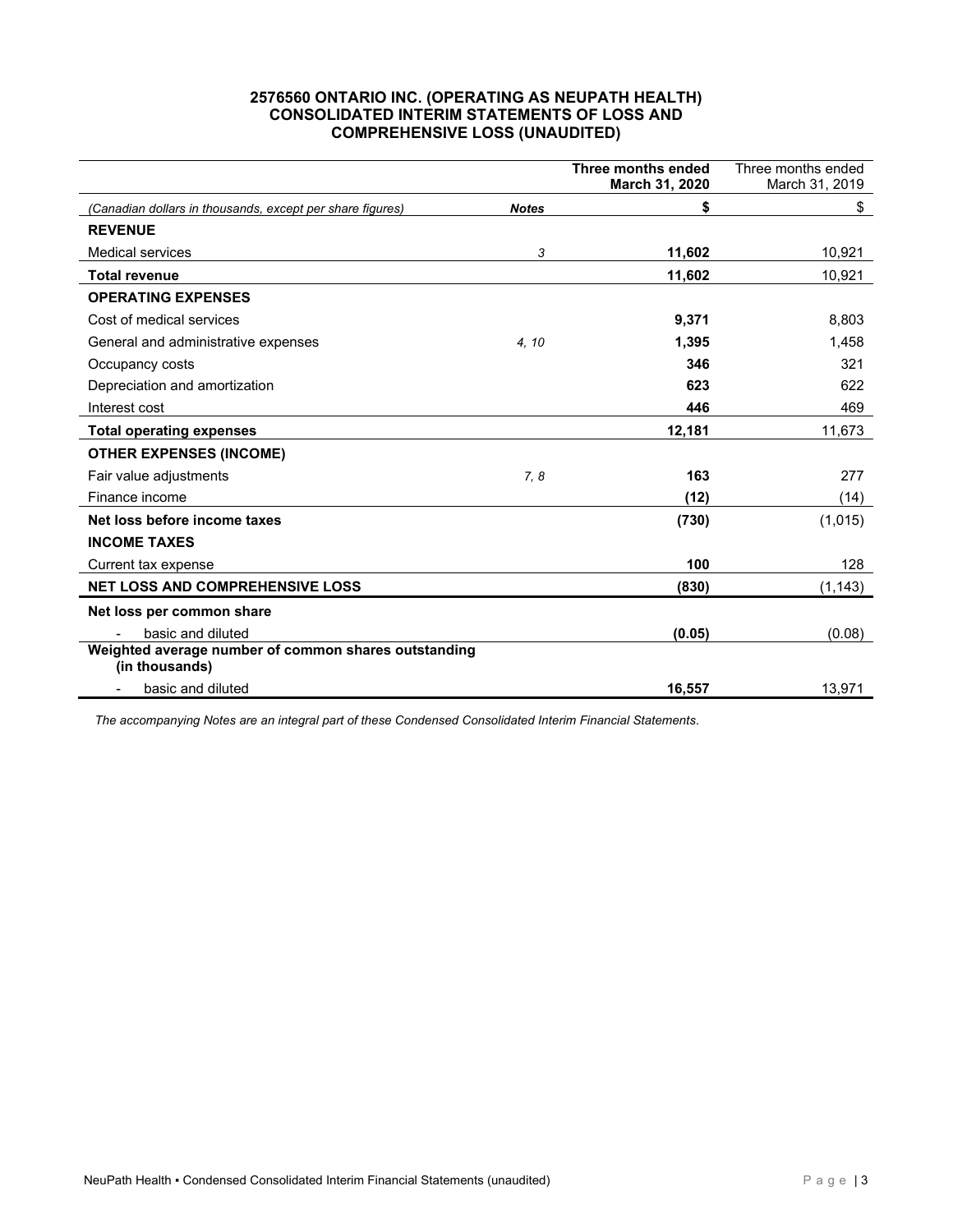## 2576560 ONTARIO INC. (OPERATING AS NEUPATH HEALTH)
## CONSOLIDATED INTERIM STATEMENTS OF LOSS AND COMPREHENSIVE LOSS (UNAUDITED)

| | | **Three months ended March 31, 2020** | Three months ended March 31, 2019 |
|---|---|---|---|
| *(Canadian dollars in thousands, except per share figures)* | ***Notes*** | **$** | $ |
| **REVENUE** | | | |
| Medical services | *3* | **11,602** | 10,921 |
| **Total revenue** | | **11,602** | 10,921 |
| **OPERATING EXPENSES** | | | |
| Cost of medical services | | **9,371** | 8,803 |
| General and administrative expenses | *4, 10* | **1,395** | 1,458 |
| Occupancy costs | | **346** | 321 |
| Depreciation and amortization | | **623** | 622 |
| Interest cost | | **446** | 469 |
| **Total operating expenses** | | **12,181** | 11,673 |
| **OTHER EXPENSES (INCOME)** | | | |
| Fair value adjustments | *7, 8* | **163** | 277 |
| Finance income | | **(12)** | (14) |
| **Net loss before income taxes** | | **(730)** | (1,015) |
| **INCOME TAXES** | | | |
| Current tax expense | | **100** | 128 |
| **NET LOSS AND COMPREHENSIVE LOSS** | | **(830)** | (1,143) |
| **Net loss per common share** | | | |
| - basic and diluted | | **(0.05)** | (0.08) |
| **Weighted average number of common shares outstanding (in thousands)** | | | |
| - basic and diluted | | **16,557** | 13,971 |

*The accompanying Notes are an integral part of these Condensed Consolidated Interim Financial Statements.*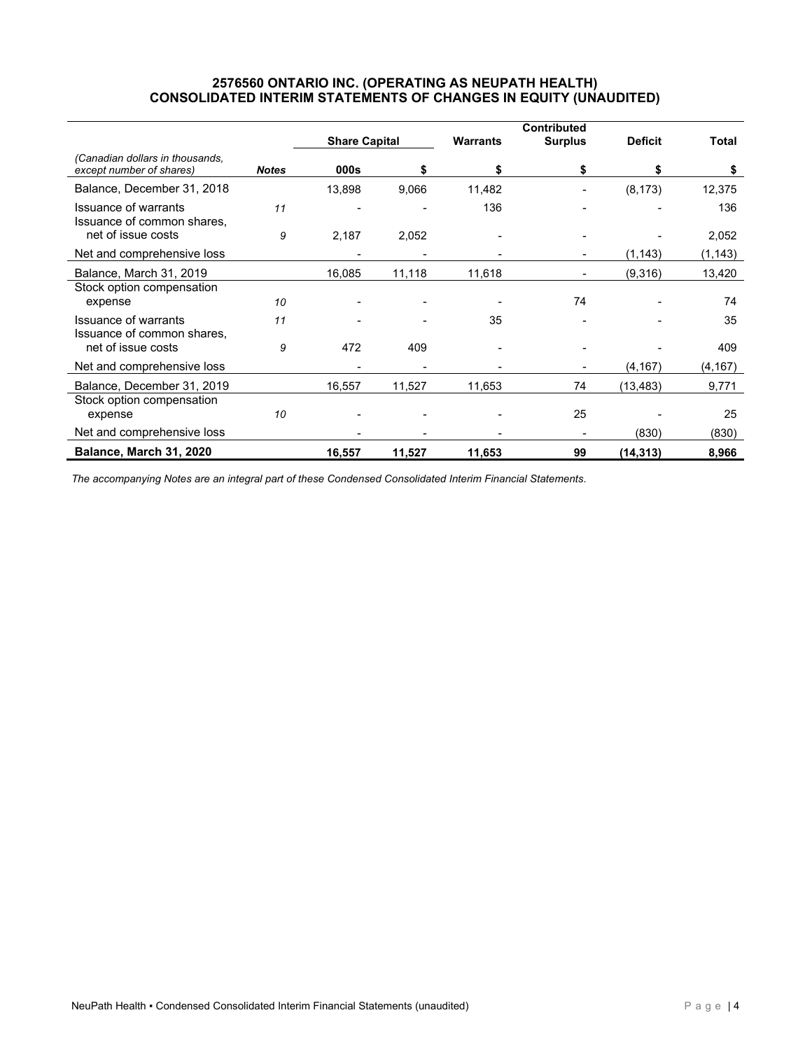# 2576560 ONTARIO INC. (OPERATING AS NEUPATH HEALTH)
# CONSOLIDATED INTERIM STATEMENTS OF CHANGES IN EQUITY (UNAUDITED)

| | | Share Capital | | Warrants | Contributed Surplus | Deficit | Total |
|---|---|---|---|---|---|---|---|
| *(Canadian dollars in thousands, except number of shares)* | ***Notes*** | **000s** | **\$** | **\$** | **\$** | **\$** | **\$** |
| Balance, December 31, 2018 | | 13,898 | 9,066 | 11,482 | - | (8,173) | 12,375 |
| Issuance of warrants | *11* | - | - | 136 | - | - | 136 |
| Issuance of common shares, net of issue costs | *9* | 2,187 | 2,052 | - | - | - | 2,052 |
| Net and comprehensive loss | | - | - | - | - | (1,143) | (1,143) |
| Balance, March 31, 2019 | | 16,085 | 11,118 | 11,618 | - | (9,316) | 13,420 |
| Stock option compensation expense | *10* | - | - | - | 74 | - | 74 |
| Issuance of warrants | *11* | - | - | 35 | - | - | 35 |
| Issuance of common shares, net of issue costs | *9* | 472 | 409 | - | - | - | 409 |
| Net and comprehensive loss | | - | - | - | - | (4,167) | (4,167) |
| Balance, December 31, 2019 | | 16,557 | 11,527 | 11,653 | 74 | (13,483) | 9,771 |
| Stock option compensation expense | *10* | - | - | - | 25 | - | 25 |
| Net and comprehensive loss | | - | - | - | - | (830) | (830) |
| **Balance, March 31, 2020** | | **16,557** | **11,527** | **11,653** | **99** | **(14,313)** | **8,966** |

*The accompanying Notes are an integral part of these Condensed Consolidated Interim Financial Statements.*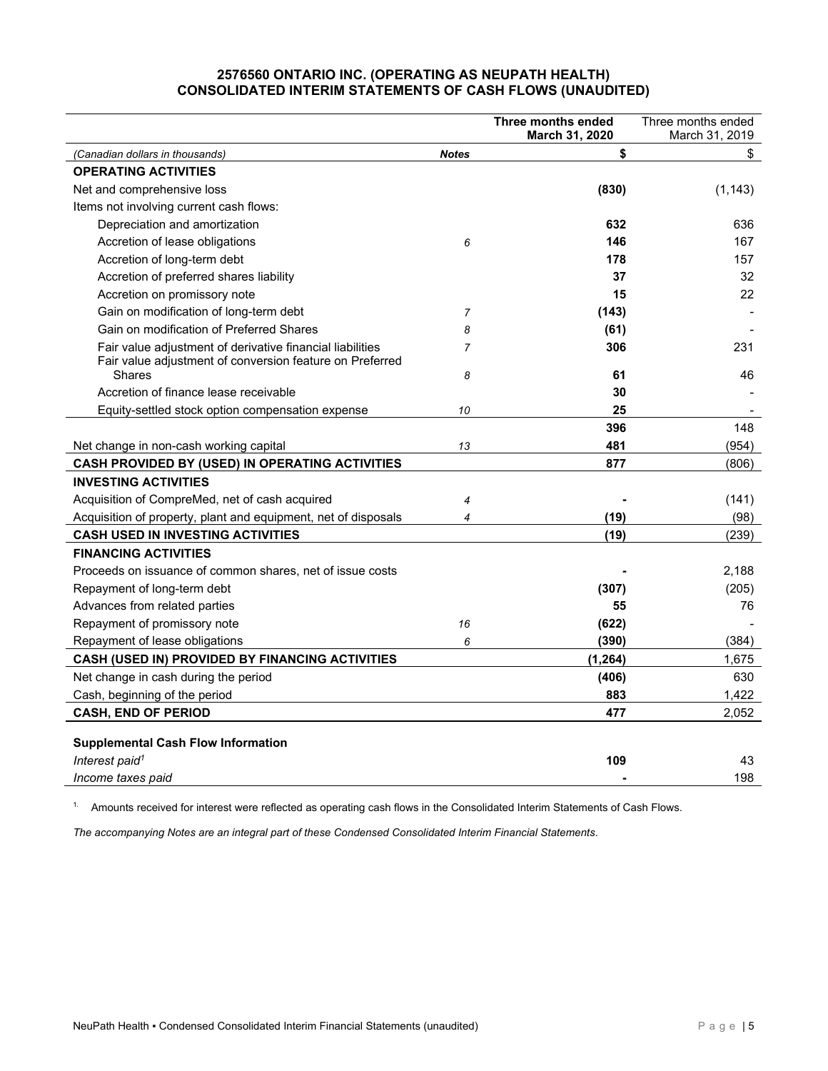# 2576560 ONTARIO INC. (OPERATING AS NEUPATH HEALTH)
# CONSOLIDATED INTERIM STATEMENTS OF CASH FLOWS (UNAUDITED)

| | | **Three months ended March 31, 2020** | Three months ended March 31, 2019 |
|---|---|---|---|
| *(Canadian dollars in thousands)* | ***Notes*** | **$** | $ |
| **OPERATING ACTIVITIES** | | | |
| Net and comprehensive loss | | **(830)** | (1,143) |
| Items not involving current cash flows: | | | |
| Depreciation and amortization | | **632** | 636 |
| Accretion of lease obligations | 6 | **146** | 167 |
| Accretion of long-term debt | | **178** | 157 |
| Accretion of preferred shares liability | | **37** | 32 |
| Accretion on promissory note | | **15** | 22 |
| Gain on modification of long-term debt | 7 | **(143)** | - |
| Gain on modification of Preferred Shares | 8 | **(61)** | - |
| Fair value adjustment of derivative financial liabilities | 7 | **306** | 231 |
| Fair value adjustment of conversion feature on Preferred Shares | 8 | **61** | 46 |
| Accretion of finance lease receivable | | **30** | - |
| Equity-settled stock option compensation expense | 10 | **25** | - |
| | | **396** | 148 |
| Net change in non-cash working capital | 13 | **481** | (954) |
| **CASH PROVIDED BY (USED) IN OPERATING ACTIVITIES** | | **877** | (806) |
| **INVESTING ACTIVITIES** | | | |
| Acquisition of CompreMed, net of cash acquired | 4 | **-** | (141) |
| Acquisition of property, plant and equipment, net of disposals | 4 | **(19)** | (98) |
| **CASH USED IN INVESTING ACTIVITIES** | | **(19)** | (239) |
| **FINANCING ACTIVITIES** | | | |
| Proceeds on issuance of common shares, net of issue costs | | **-** | 2,188 |
| Repayment of long-term debt | | **(307)** | (205) |
| Advances from related parties | | **55** | 76 |
| Repayment of promissory note | 16 | **(622)** | - |
| Repayment of lease obligations | 6 | **(390)** | (384) |
| **CASH (USED IN) PROVIDED BY FINANCING ACTIVITIES** | | **(1,264)** | 1,675 |
| Net change in cash during the period | | **(406)** | 630 |
| Cash, beginning of the period | | **883** | 1,422 |
| **CASH, END OF PERIOD** | | **477** | 2,052 |
| | | | |
| **Supplemental Cash Flow Information** | | | |
| *Interest paid*[1] | | **109** | 43 |
| *Income taxes paid* | | **-** | 198 |

1. Amounts received for interest were reflected as operating cash flows in the Consolidated Interim Statements of Cash Flows.

*The accompanying Notes are an integral part of these Condensed Consolidated Interim Financial Statements.*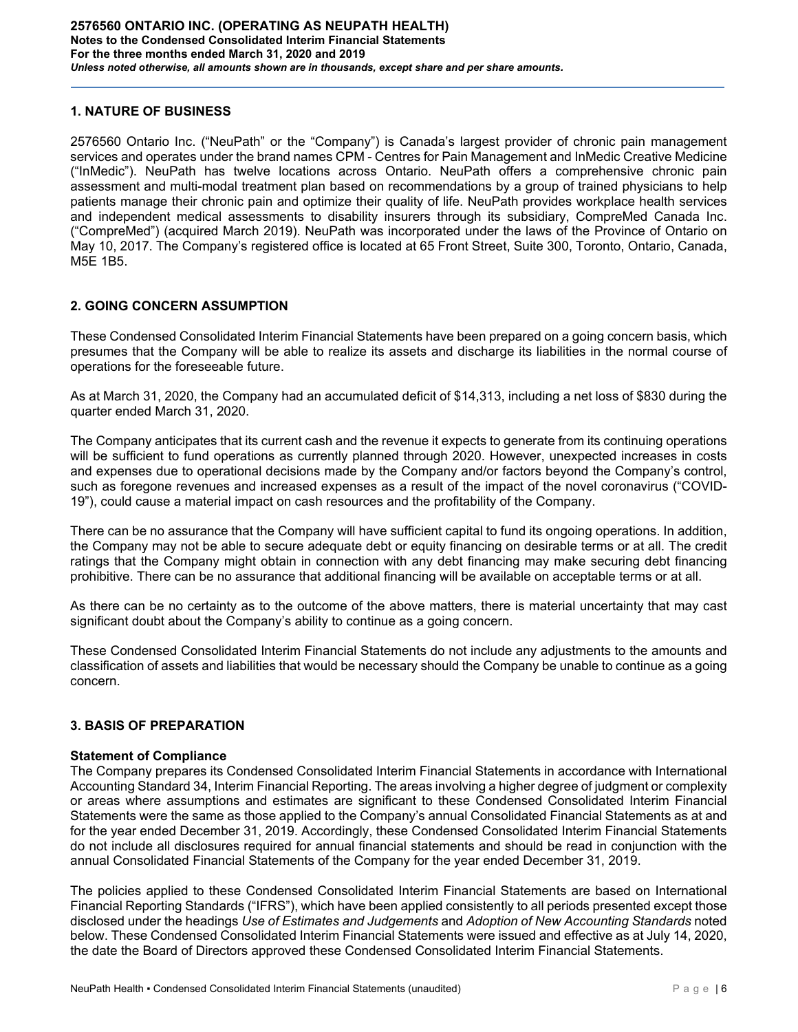## 1. NATURE OF BUSINESS

2576560 Ontario Inc. ("NeuPath" or the "Company") is Canada's largest provider of chronic pain management services and operates under the brand names CPM - Centres for Pain Management and InMedic Creative Medicine ("InMedic"). NeuPath has twelve locations across Ontario. NeuPath offers a comprehensive chronic pain assessment and multi-modal treatment plan based on recommendations by a group of trained physicians to help patients manage their chronic pain and optimize their quality of life. NeuPath provides workplace health services and independent medical assessments to disability insurers through its subsidiary, CompreMed Canada Inc. ("CompreMed") (acquired March 2019). NeuPath was incorporated under the laws of the Province of Ontario on May 10, 2017. The Company's registered office is located at 65 Front Street, Suite 300, Toronto, Ontario, Canada, M5E 1B5.

## 2. GOING CONCERN ASSUMPTION

These Condensed Consolidated Interim Financial Statements have been prepared on a going concern basis, which presumes that the Company will be able to realize its assets and discharge its liabilities in the normal course of operations for the foreseeable future.

As at March 31, 2020, the Company had an accumulated deficit of $14,313, including a net loss of $830 during the quarter ended March 31, 2020.

The Company anticipates that its current cash and the revenue it expects to generate from its continuing operations will be sufficient to fund operations as currently planned through 2020. However, unexpected increases in costs and expenses due to operational decisions made by the Company and/or factors beyond the Company's control, such as foregone revenues and increased expenses as a result of the impact of the novel coronavirus ("COVID-19"), could cause a material impact on cash resources and the profitability of the Company.

There can be no assurance that the Company will have sufficient capital to fund its ongoing operations. In addition, the Company may not be able to secure adequate debt or equity financing on desirable terms or at all. The credit ratings that the Company might obtain in connection with any debt financing may make securing debt financing prohibitive. There can be no assurance that additional financing will be available on acceptable terms or at all.

As there can be no certainty as to the outcome of the above matters, there is material uncertainty that may cast significant doubt about the Company's ability to continue as a going concern.

These Condensed Consolidated Interim Financial Statements do not include any adjustments to the amounts and classification of assets and liabilities that would be necessary should the Company be unable to continue as a going concern.

## 3. BASIS OF PREPARATION

### Statement of Compliance

The Company prepares its Condensed Consolidated Interim Financial Statements in accordance with International Accounting Standard 34, Interim Financial Reporting. The areas involving a higher degree of judgment or complexity or areas where assumptions and estimates are significant to these Condensed Consolidated Interim Financial Statements were the same as those applied to the Company's annual Consolidated Financial Statements as at and for the year ended December 31, 2019. Accordingly, these Condensed Consolidated Interim Financial Statements do not include all disclosures required for annual financial statements and should be read in conjunction with the annual Consolidated Financial Statements of the Company for the year ended December 31, 2019.

The policies applied to these Condensed Consolidated Interim Financial Statements are based on International Financial Reporting Standards ("IFRS"), which have been applied consistently to all periods presented except those disclosed under the headings *Use of Estimates and Judgements* and *Adoption of New Accounting Standards* noted below. These Condensed Consolidated Interim Financial Statements were issued and effective as at July 14, 2020, the date the Board of Directors approved these Condensed Consolidated Interim Financial Statements.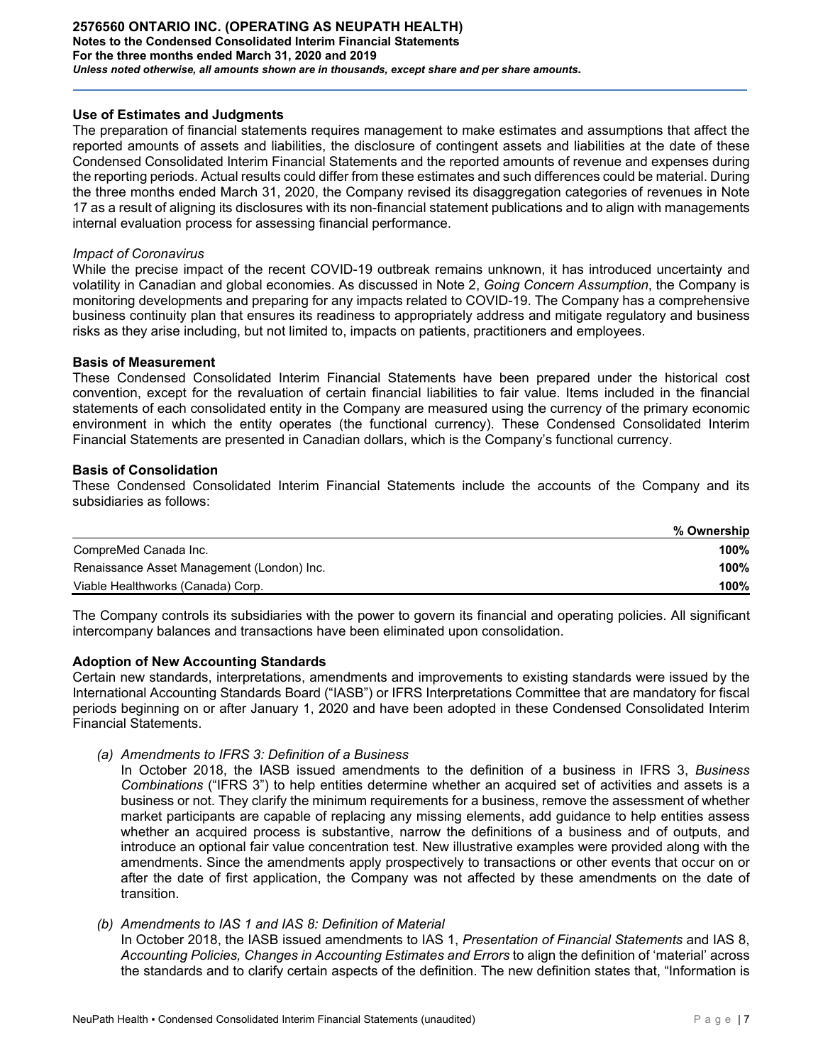## Use of Estimates and Judgments

The preparation of financial statements requires management to make estimates and assumptions that affect the reported amounts of assets and liabilities, the disclosure of contingent assets and liabilities at the date of these Condensed Consolidated Interim Financial Statements and the reported amounts of revenue and expenses during the reporting periods. Actual results could differ from these estimates and such differences could be material. During the three months ended March 31, 2020, the Company revised its disaggregation categories of revenues in Note 17 as a result of aligning its disclosures with its non-financial statement publications and to align with managements internal evaluation process for assessing financial performance.

*Impact of Coronavirus*

While the precise impact of the recent COVID-19 outbreak remains unknown, it has introduced uncertainty and volatility in Canadian and global economies. As discussed in Note 2, *Going Concern Assumption*, the Company is monitoring developments and preparing for any impacts related to COVID-19. The Company has a comprehensive business continuity plan that ensures its readiness to appropriately address and mitigate regulatory and business risks as they arise including, but not limited to, impacts on patients, practitioners and employees.

## Basis of Measurement

These Condensed Consolidated Interim Financial Statements have been prepared under the historical cost convention, except for the revaluation of certain financial liabilities to fair value. Items included in the financial statements of each consolidated entity in the Company are measured using the currency of the primary economic environment in which the entity operates (the functional currency). These Condensed Consolidated Interim Financial Statements are presented in Canadian dollars, which is the Company's functional currency.

## Basis of Consolidation

These Condensed Consolidated Interim Financial Statements include the accounts of the Company and its subsidiaries as follows:

| | % Ownership |
|---|---|
| CompreMed Canada Inc. | **100%** |
| Renaissance Asset Management (London) Inc. | **100%** |
| Viable Healthworks (Canada) Corp. | **100%** |

The Company controls its subsidiaries with the power to govern its financial and operating policies. All significant intercompany balances and transactions have been eliminated upon consolidation.

## Adoption of New Accounting Standards

Certain new standards, interpretations, amendments and improvements to existing standards were issued by the International Accounting Standards Board ("IASB") or IFRS Interpretations Committee that are mandatory for fiscal periods beginning on or after January 1, 2020 and have been adopted in these Condensed Consolidated Interim Financial Statements.

*(a) Amendments to IFRS 3: Definition of a Business*

In October 2018, the IASB issued amendments to the definition of a business in IFRS 3, *Business Combinations* ("IFRS 3") to help entities determine whether an acquired set of activities and assets is a business or not. They clarify the minimum requirements for a business, remove the assessment of whether market participants are capable of replacing any missing elements, add guidance to help entities assess whether an acquired process is substantive, narrow the definitions of a business and of outputs, and introduce an optional fair value concentration test. New illustrative examples were provided along with the amendments. Since the amendments apply prospectively to transactions or other events that occur on or after the date of first application, the Company was not affected by these amendments on the date of transition.

*(b) Amendments to IAS 1 and IAS 8: Definition of Material*

In October 2018, the IASB issued amendments to IAS 1, *Presentation of Financial Statements* and IAS 8, *Accounting Policies, Changes in Accounting Estimates and Errors* to align the definition of 'material' across the standards and to clarify certain aspects of the definition. The new definition states that, "Information is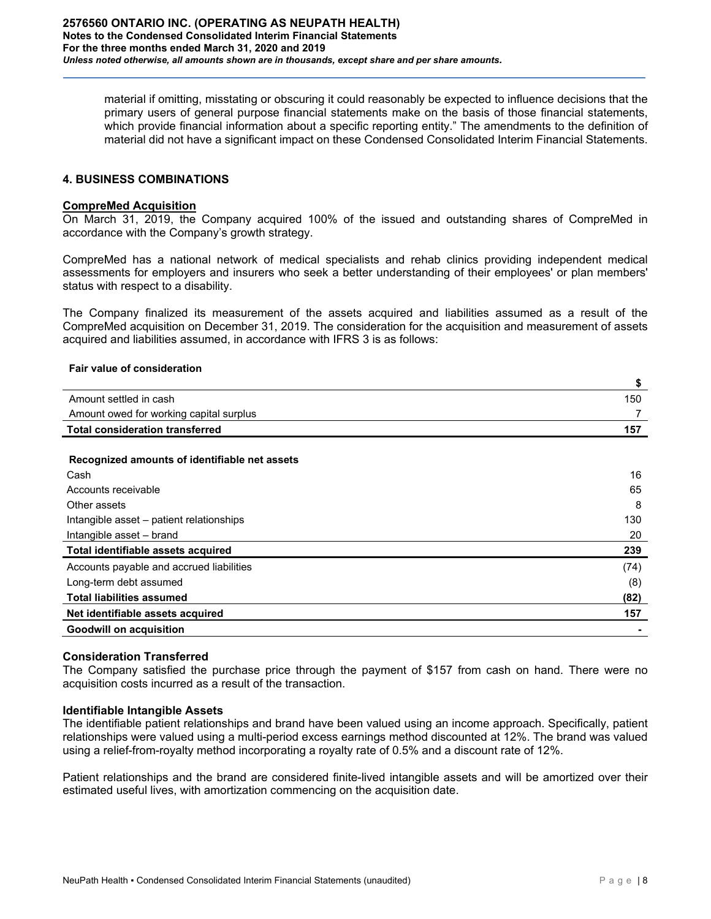material if omitting, misstating or obscuring it could reasonably be expected to influence decisions that the primary users of general purpose financial statements make on the basis of those financial statements, which provide financial information about a specific reporting entity." The amendments to the definition of material did not have a significant impact on these Condensed Consolidated Interim Financial Statements.

## 4. BUSINESS COMBINATIONS

### CompreMed Acquisition

On March 31, 2019, the Company acquired 100% of the issued and outstanding shares of CompreMed in accordance with the Company's growth strategy.

CompreMed has a national network of medical specialists and rehab clinics providing independent medical assessments for employers and insurers who seek a better understanding of their employees' or plan members' status with respect to a disability.

The Company finalized its measurement of the assets acquired and liabilities assumed as a result of the CompreMed acquisition on December 31, 2019. The consideration for the acquisition and measurement of assets acquired and liabilities assumed, in accordance with IFRS 3 is as follows:

| **Fair value of consideration** | **$** |
|---|---|
| Amount settled in cash | 150 |
| Amount owed for working capital surplus | 7 |
| **Total consideration transferred** | **157** |
| | |
| **Recognized amounts of identifiable net assets** | |
| Cash | 16 |
| Accounts receivable | 65 |
| Other assets | 8 |
| Intangible asset – patient relationships | 130 |
| Intangible asset – brand | 20 |
| **Total identifiable assets acquired** | **239** |
| Accounts payable and accrued liabilities | (74) |
| Long-term debt assumed | (8) |
| **Total liabilities assumed** | **(82)** |
| **Net identifiable assets acquired** | **157** |
| **Goodwill on acquisition** | **-** |

### Consideration Transferred

The Company satisfied the purchase price through the payment of $157 from cash on hand. There were no acquisition costs incurred as a result of the transaction.

### Identifiable Intangible Assets

The identifiable patient relationships and brand have been valued using an income approach. Specifically, patient relationships were valued using a multi-period excess earnings method discounted at 12%. The brand was valued using a relief-from-royalty method incorporating a royalty rate of 0.5% and a discount rate of 12%.

Patient relationships and the brand are considered finite-lived intangible assets and will be amortized over their estimated useful lives, with amortization commencing on the acquisition date.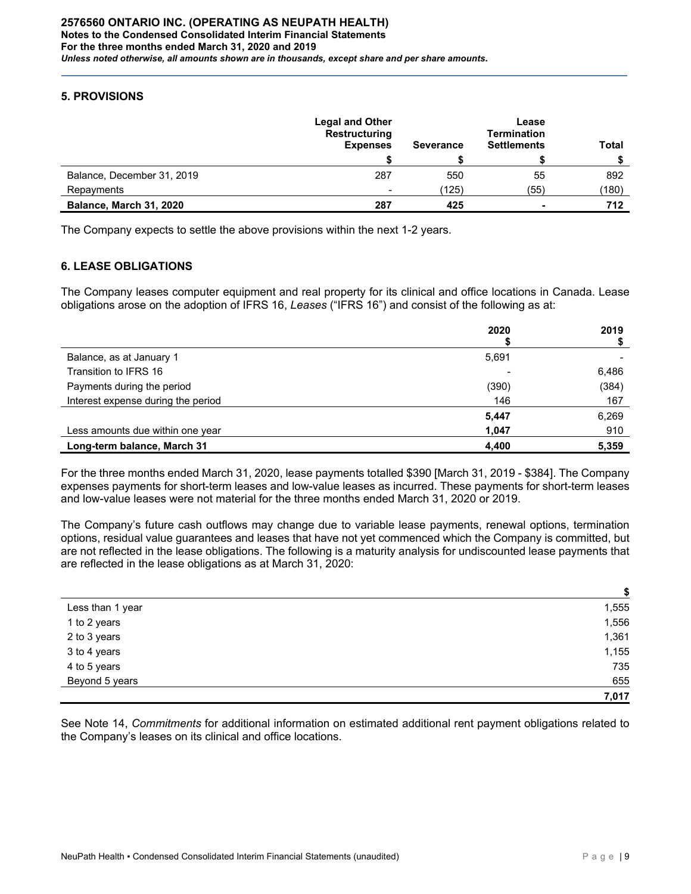## 5. PROVISIONS

| | Legal and Other Restructuring Expenses | Severance | Lease Termination Settlements | Total |
|---|---|---|---|---|
| | $ | $ | $ | $ |
| Balance, December 31, 2019 | 287 | 550 | 55 | 892 |
| Repayments | - | (125) | (55) | (180) |
| **Balance, March 31, 2020** | **287** | **425** | **-** | **712** |

The Company expects to settle the above provisions within the next 1-2 years.

## 6. LEASE OBLIGATIONS

The Company leases computer equipment and real property for its clinical and office locations in Canada. Lease obligations arose on the adoption of IFRS 16, *Leases* ("IFRS 16") and consist of the following as at:

| | 2020 $ | 2019 $ |
|---|---|---|
| Balance, as at January 1 | 5,691 | - |
| Transition to IFRS 16 | - | 6,486 |
| Payments during the period | (390) | (384) |
| Interest expense during the period | 146 | 167 |
| | **5,447** | 6,269 |
| Less amounts due within one year | **1,047** | 910 |
| **Long-term balance, March 31** | **4,400** | **5,359** |

For the three months ended March 31, 2020, lease payments totalled $390 [March 31, 2019 - $384]. The Company expenses payments for short-term leases and low-value leases as incurred. These payments for short-term leases and low-value leases were not material for the three months ended March 31, 2020 or 2019.

The Company's future cash outflows may change due to variable lease payments, renewal options, termination options, residual value guarantees and leases that have not yet commenced which the Company is committed, but are not reflected in the lease obligations. The following is a maturity analysis for undiscounted lease payments that are reflected in the lease obligations as at March 31, 2020:

| | $ |
|---|---|
| Less than 1 year | 1,555 |
| 1 to 2 years | 1,556 |
| 2 to 3 years | 1,361 |
| 3 to 4 years | 1,155 |
| 4 to 5 years | 735 |
| Beyond 5 years | 655 |
| | **7,017** |

See Note 14, *Commitments* for additional information on estimated additional rent payment obligations related to the Company's leases on its clinical and office locations.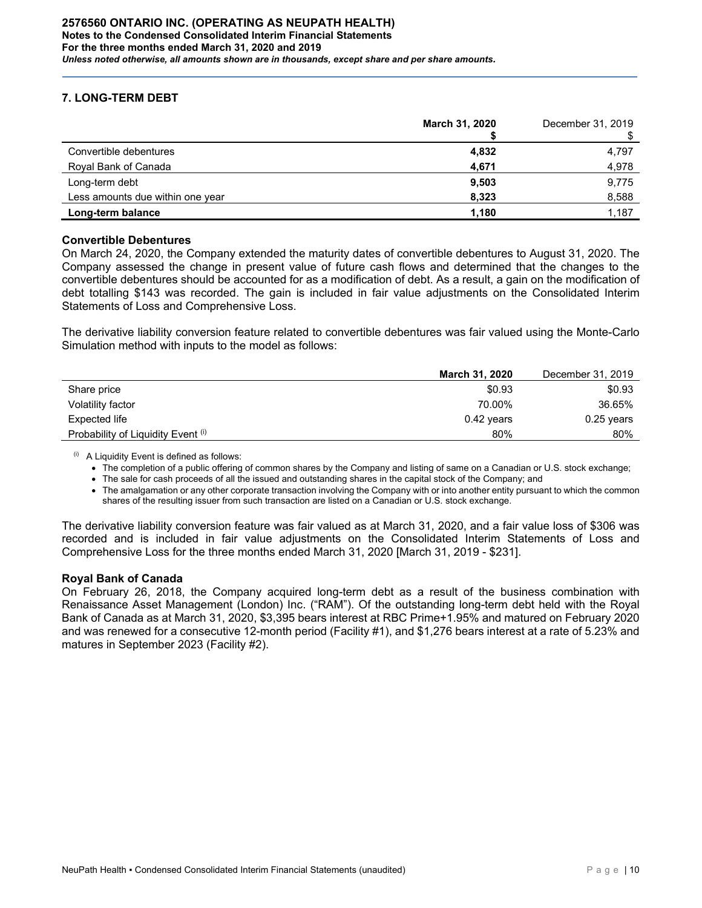## 7. LONG-TERM DEBT

| | **March 31, 2020**<br>**$** | December 31, 2019<br>$ |
|---|---|---|
| Convertible debentures | **4,832** | 4,797 |
| Royal Bank of Canada | **4,671** | 4,978 |
| Long-term debt | **9,503** | 9,775 |
| Less amounts due within one year | **8,323** | 8,588 |
| **Long-term balance** | **1,180** | 1,187 |

### Convertible Debentures

On March 24, 2020, the Company extended the maturity dates of convertible debentures to August 31, 2020. The Company assessed the change in present value of future cash flows and determined that the changes to the convertible debentures should be accounted for as a modification of debt. As a result, a gain on the modification of debt totalling $143 was recorded. The gain is included in fair value adjustments on the Consolidated Interim Statements of Loss and Comprehensive Loss.

The derivative liability conversion feature related to convertible debentures was fair valued using the Monte-Carlo Simulation method with inputs to the model as follows:

| | **March 31, 2020** | December 31, 2019 |
|---|---|---|
| Share price | $0.93 | $0.93 |
| Volatility factor | 70.00% | 36.65% |
| Expected life | 0.42 years | 0.25 years |
| Probability of Liquidity Event (i) | 80% | 80% |

(i) A Liquidity Event is defined as follows:

- The completion of a public offering of common shares by the Company and listing of same on a Canadian or U.S. stock exchange;
- The sale for cash proceeds of all the issued and outstanding shares in the capital stock of the Company; and
- The amalgamation or any other corporate transaction involving the Company with or into another entity pursuant to which the common shares of the resulting issuer from such transaction are listed on a Canadian or U.S. stock exchange.

The derivative liability conversion feature was fair valued as at March 31, 2020, and a fair value loss of $306 was recorded and is included in fair value adjustments on the Consolidated Interim Statements of Loss and Comprehensive Loss for the three months ended March 31, 2020 [March 31, 2019 - $231].

### Royal Bank of Canada

On February 26, 2018, the Company acquired long-term debt as a result of the business combination with Renaissance Asset Management (London) Inc. ("RAM"). Of the outstanding long-term debt held with the Royal Bank of Canada as at March 31, 2020, $3,395 bears interest at RBC Prime+1.95% and matured on February 2020 and was renewed for a consecutive 12-month period (Facility #1), and $1,276 bears interest at a rate of 5.23% and matures in September 2023 (Facility #2).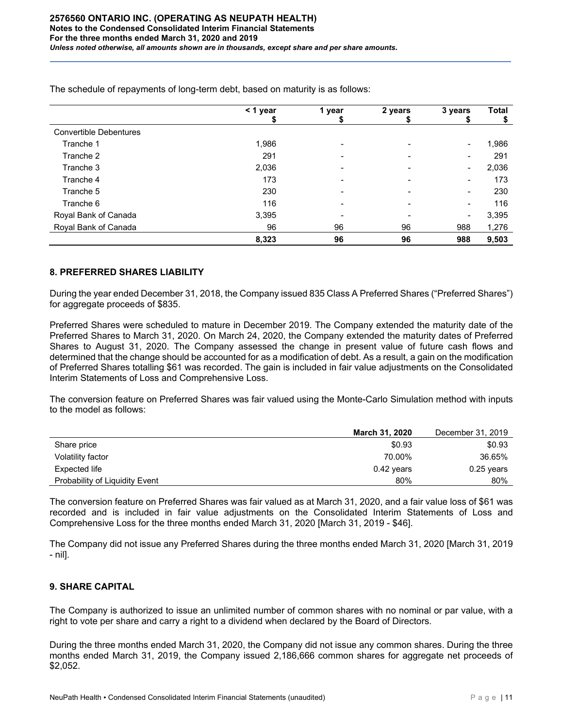The schedule of repayments of long-term debt, based on maturity is as follows:

| | < 1 year<br>$ | 1 year<br>$ | 2 years<br>$ | 3 years<br>$ | Total<br>$ |
|---|---|---|---|---|---|
| Convertible Debentures | | | | | |
| Tranche 1 | 1,986 | - | - | - | 1,986 |
| Tranche 2 | 291 | - | - | - | 291 |
| Tranche 3 | 2,036 | - | - | - | 2,036 |
| Tranche 4 | 173 | - | - | - | 173 |
| Tranche 5 | 230 | - | - | - | 230 |
| Tranche 6 | 116 | - | - | - | 116 |
| Royal Bank of Canada | 3,395 | - | - | - | 3,395 |
| Royal Bank of Canada | 96 | 96 | 96 | 988 | 1,276 |
| | **8,323** | **96** | **96** | **988** | **9,503** |

## 8. PREFERRED SHARES LIABILITY

During the year ended December 31, 2018, the Company issued 835 Class A Preferred Shares ("Preferred Shares") for aggregate proceeds of $835.

Preferred Shares were scheduled to mature in December 2019. The Company extended the maturity date of the Preferred Shares to March 31, 2020. On March 24, 2020, the Company extended the maturity dates of Preferred Shares to August 31, 2020. The Company assessed the change in present value of future cash flows and determined that the change should be accounted for as a modification of debt. As a result, a gain on the modification of Preferred Shares totalling $61 was recorded. The gain is included in fair value adjustments on the Consolidated Interim Statements of Loss and Comprehensive Loss.

The conversion feature on Preferred Shares was fair valued using the Monte-Carlo Simulation method with inputs to the model as follows:

| | **March 31, 2020** | December 31, 2019 |
|---|---|---|
| Share price | $0.93 | $0.93 |
| Volatility factor | 70.00% | 36.65% |
| Expected life | 0.42 years | 0.25 years |
| Probability of Liquidity Event | 80% | 80% |

The conversion feature on Preferred Shares was fair valued as at March 31, 2020, and a fair value loss of $61 was recorded and is included in fair value adjustments on the Consolidated Interim Statements of Loss and Comprehensive Loss for the three months ended March 31, 2020 [March 31, 2019 - $46].

The Company did not issue any Preferred Shares during the three months ended March 31, 2020 [March 31, 2019 - nil].

## 9. SHARE CAPITAL

The Company is authorized to issue an unlimited number of common shares with no nominal or par value, with a right to vote per share and carry a right to a dividend when declared by the Board of Directors.

During the three months ended March 31, 2020, the Company did not issue any common shares. During the three months ended March 31, 2019, the Company issued 2,186,666 common shares for aggregate net proceeds of $2,052.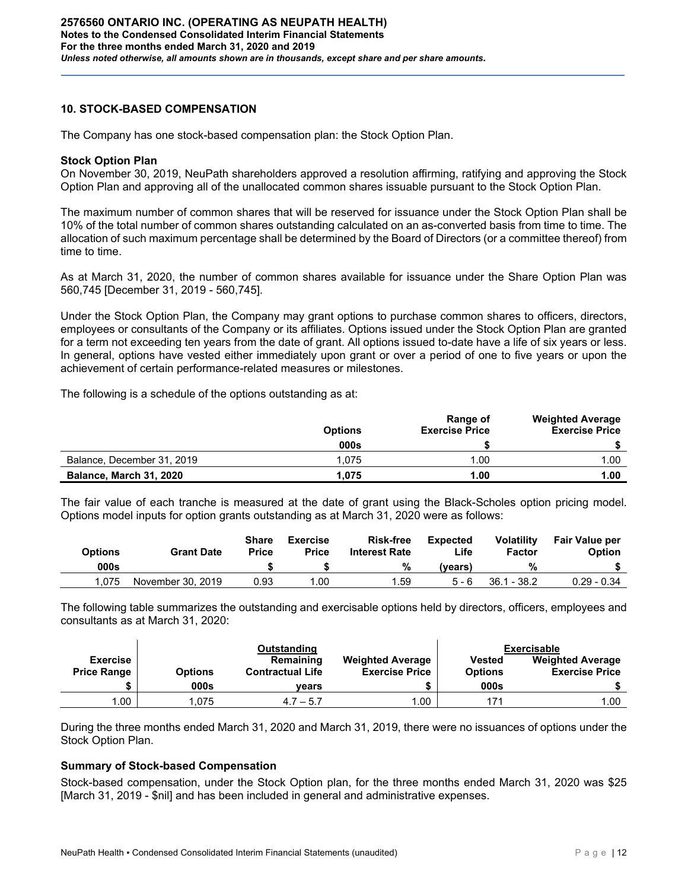## 10. STOCK-BASED COMPENSATION

The Company has one stock-based compensation plan: the Stock Option Plan.

### Stock Option Plan

On November 30, 2019, NeuPath shareholders approved a resolution affirming, ratifying and approving the Stock Option Plan and approving all of the unallocated common shares issuable pursuant to the Stock Option Plan.

The maximum number of common shares that will be reserved for issuance under the Stock Option Plan shall be 10% of the total number of common shares outstanding calculated on an as-converted basis from time to time. The allocation of such maximum percentage shall be determined by the Board of Directors (or a committee thereof) from time to time.

As at March 31, 2020, the number of common shares available for issuance under the Share Option Plan was 560,745 [December 31, 2019 - 560,745].

Under the Stock Option Plan, the Company may grant options to purchase common shares to officers, directors, employees or consultants of the Company or its affiliates. Options issued under the Stock Option Plan are granted for a term not exceeding ten years from the date of grant. All options issued to-date have a life of six years or less. In general, options have vested either immediately upon grant or over a period of one to five years or upon the achievement of certain performance-related measures or milestones.

The following is a schedule of the options outstanding as at:

| | Options | Range of Exercise Price | Weighted Average Exercise Price |
|---|---|---|---|
| | 000s | $ | $ |
| Balance, December 31, 2019 | 1,075 | 1.00 | 1.00 |
| **Balance, March 31, 2020** | **1,075** | **1.00** | **1.00** |

The fair value of each tranche is measured at the date of grant using the Black-Scholes option pricing model. Options model inputs for option grants outstanding as at March 31, 2020 were as follows:

| Options | Grant Date | Share Price | Exercise Price | Risk-free Interest Rate | Expected Life | Volatility Factor | Fair Value per Option |
|---|---|---|---|---|---|---|---|
| 000s | | $ | $ | % | (years) | % | $ |
| 1,075 | November 30, 2019 | 0.93 | 1.00 | 1.59 | 5 - 6 | 36.1 - 38.2 | 0.29 - 0.34 |

The following table summarizes the outstanding and exercisable options held by directors, officers, employees and consultants as at March 31, 2020:

| | Outstanding | | | Exercisable | |
|---|---|---|---|---|---|
| Exercise Price Range | Options | Remaining Contractual Life | Weighted Average Exercise Price | Vested Options | Weighted Average Exercise Price |
| $ | 000s | years | $ | 000s | $ |
| 1.00 | 1,075 | 4.7 – 5.7 | 1.00 | 171 | 1.00 |

During the three months ended March 31, 2020 and March 31, 2019, there were no issuances of options under the Stock Option Plan.

### Summary of Stock-based Compensation

Stock-based compensation, under the Stock Option plan, for the three months ended March 31, 2020 was $25 [March 31, 2019 - $nil] and has been included in general and administrative expenses.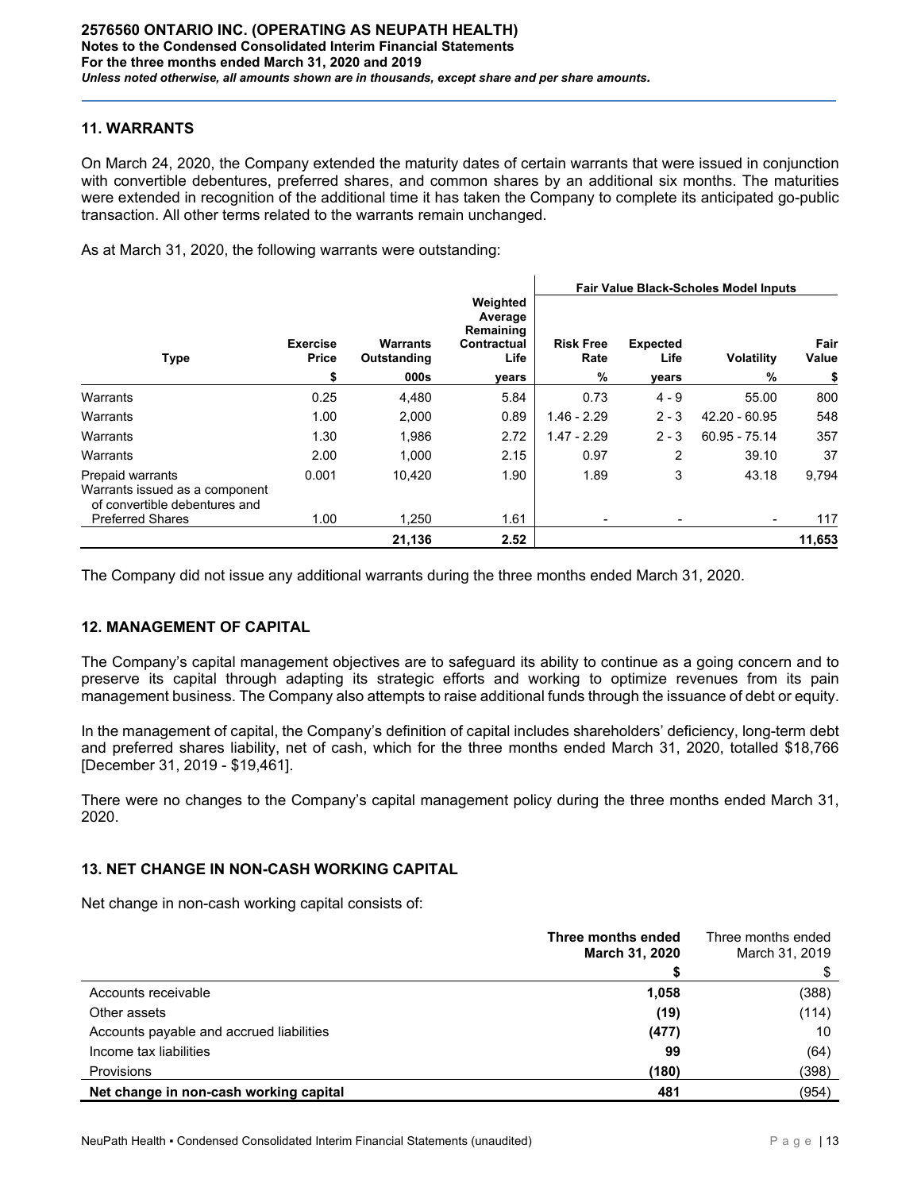## 11. WARRANTS

On March 24, 2020, the Company extended the maturity dates of certain warrants that were issued in conjunction with convertible debentures, preferred shares, and common shares by an additional six months. The maturities were extended in recognition of the additional time it has taken the Company to complete its anticipated go-public transaction. All other terms related to the warrants remain unchanged.

As at March 31, 2020, the following warrants were outstanding:

| | | | | Fair Value Black-Scholes Model Inputs | | | |
|---|---|---|---|---|---|---|---|
| **Type** | **Exercise Price** | **Warrants Outstanding** | **Weighted Average Remaining Contractual Life** | **Risk Free Rate** | **Expected Life** | **Volatility** | **Fair Value** |
| | **$** | **000s** | **years** | **%** | **years** | **%** | **$** |
| Warrants | 0.25 | 4,480 | 5.84 | 0.73 | 4 - 9 | 55.00 | 800 |
| Warrants | 1.00 | 2,000 | 0.89 | 1.46 - 2.29 | 2 - 3 | 42.20 - 60.95 | 548 |
| Warrants | 1.30 | 1,986 | 2.72 | 1.47 - 2.29 | 2 - 3 | 60.95 - 75.14 | 357 |
| Warrants | 2.00 | 1,000 | 2.15 | 0.97 | 2 | 39.10 | 37 |
| Prepaid warrants | 0.001 | 10,420 | 1.90 | 1.89 | 3 | 43.18 | 9,794 |
| Warrants issued as a component of convertible debentures and Preferred Shares | 1.00 | 1,250 | 1.61 | - | - | - | 117 |
| | | **21,136** | **2.52** | | | | **11,653** |

The Company did not issue any additional warrants during the three months ended March 31, 2020.

## 12. MANAGEMENT OF CAPITAL

The Company's capital management objectives are to safeguard its ability to continue as a going concern and to preserve its capital through adapting its strategic efforts and working to optimize revenues from its pain management business. The Company also attempts to raise additional funds through the issuance of debt or equity.

In the management of capital, the Company's definition of capital includes shareholders' deficiency, long-term debt and preferred shares liability, net of cash, which for the three months ended March 31, 2020, totalled $18,766 [December 31, 2019 - $19,461].

There were no changes to the Company's capital management policy during the three months ended March 31, 2020.

## 13. NET CHANGE IN NON-CASH WORKING CAPITAL

Net change in non-cash working capital consists of:

| | **Three months ended March 31, 2020** | Three months ended March 31, 2019 |
|---|---|---|
| | **$** | $ |
| Accounts receivable | **1,058** | (388) |
| Other assets | **(19)** | (114) |
| Accounts payable and accrued liabilities | **(477)** | 10 |
| Income tax liabilities | **99** | (64) |
| Provisions | **(180)** | (398) |
| **Net change in non-cash working capital** | **481** | (954) |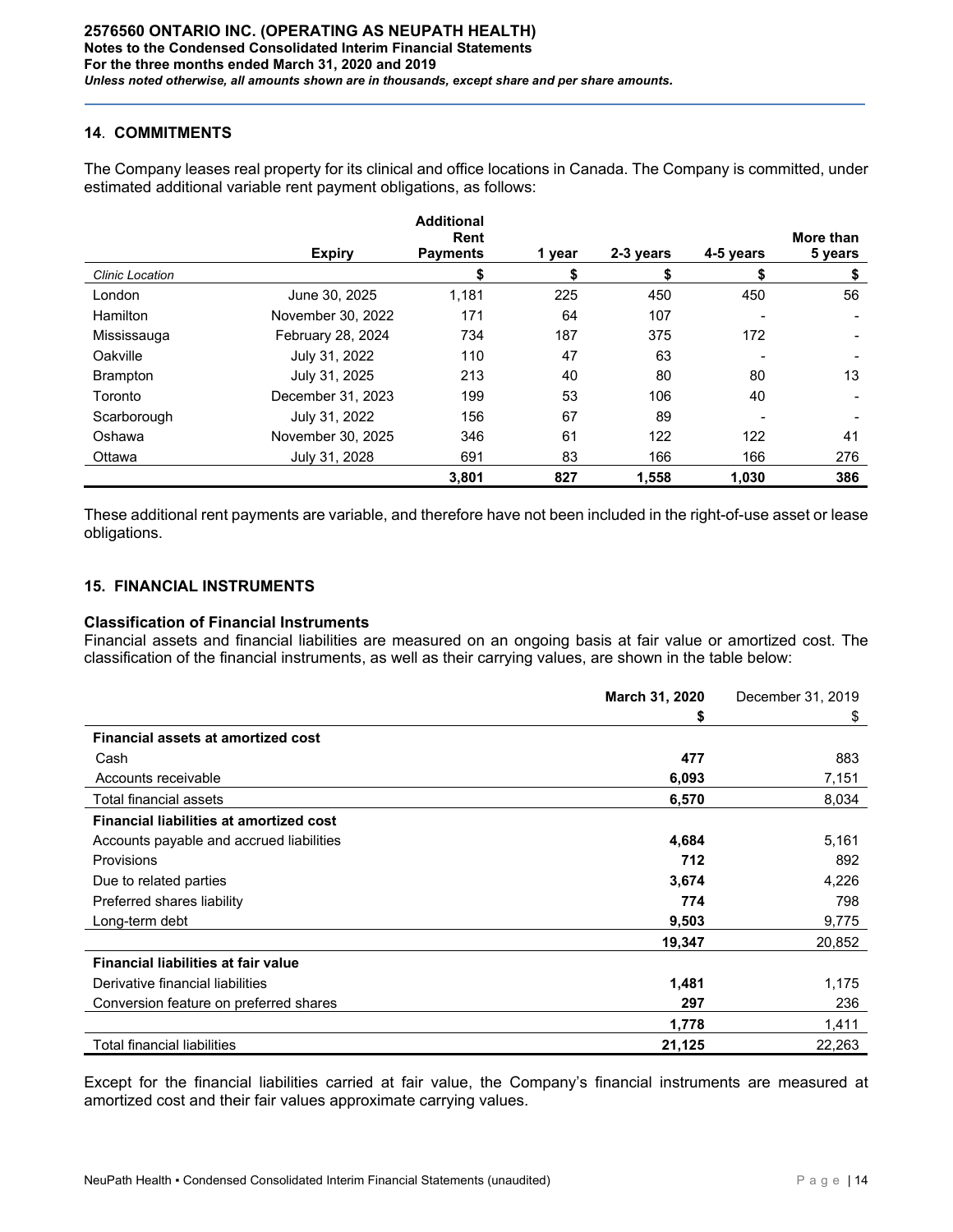## 14. COMMITMENTS

The Company leases real property for its clinical and office locations in Canada. The Company is committed, under estimated additional variable rent payment obligations, as follows:

| | Expiry | Additional Rent Payments | 1 year | 2-3 years | 4-5 years | More than 5 years |
|---|---|---|---|---|---|---|
| *Clinic Location* | | $ | $ | $ | $ | $ |
| London | June 30, 2025 | 1,181 | 225 | 450 | 450 | 56 |
| Hamilton | November 30, 2022 | 171 | 64 | 107 | - | - |
| Mississauga | February 28, 2024 | 734 | 187 | 375 | 172 | - |
| Oakville | July 31, 2022 | 110 | 47 | 63 | - | - |
| Brampton | July 31, 2025 | 213 | 40 | 80 | 80 | 13 |
| Toronto | December 31, 2023 | 199 | 53 | 106 | 40 | - |
| Scarborough | July 31, 2022 | 156 | 67 | 89 | - | - |
| Oshawa | November 30, 2025 | 346 | 61 | 122 | 122 | 41 |
| Ottawa | July 31, 2028 | 691 | 83 | 166 | 166 | 276 |
| | | **3,801** | **827** | **1,558** | **1,030** | **386** |

These additional rent payments are variable, and therefore have not been included in the right-of-use asset or lease obligations.

## 15. FINANCIAL INSTRUMENTS

### Classification of Financial Instruments

Financial assets and financial liabilities are measured on an ongoing basis at fair value or amortized cost. The classification of the financial instruments, as well as their carrying values, are shown in the table below:

| | March 31, 2020 | December 31, 2019 |
|---|---|---|
| | $ | $ |
| **Financial assets at amortized cost** | | |
| Cash | **477** | 883 |
| Accounts receivable | **6,093** | 7,151 |
| Total financial assets | **6,570** | 8,034 |
| **Financial liabilities at amortized cost** | | |
| Accounts payable and accrued liabilities | **4,684** | 5,161 |
| Provisions | **712** | 892 |
| Due to related parties | **3,674** | 4,226 |
| Preferred shares liability | **774** | 798 |
| Long-term debt | **9,503** | 9,775 |
| | **19,347** | 20,852 |
| **Financial liabilities at fair value** | | |
| Derivative financial liabilities | **1,481** | 1,175 |
| Conversion feature on preferred shares | **297** | 236 |
| | **1,778** | 1,411 |
| Total financial liabilities | **21,125** | 22,263 |

Except for the financial liabilities carried at fair value, the Company's financial instruments are measured at amortized cost and their fair values approximate carrying values.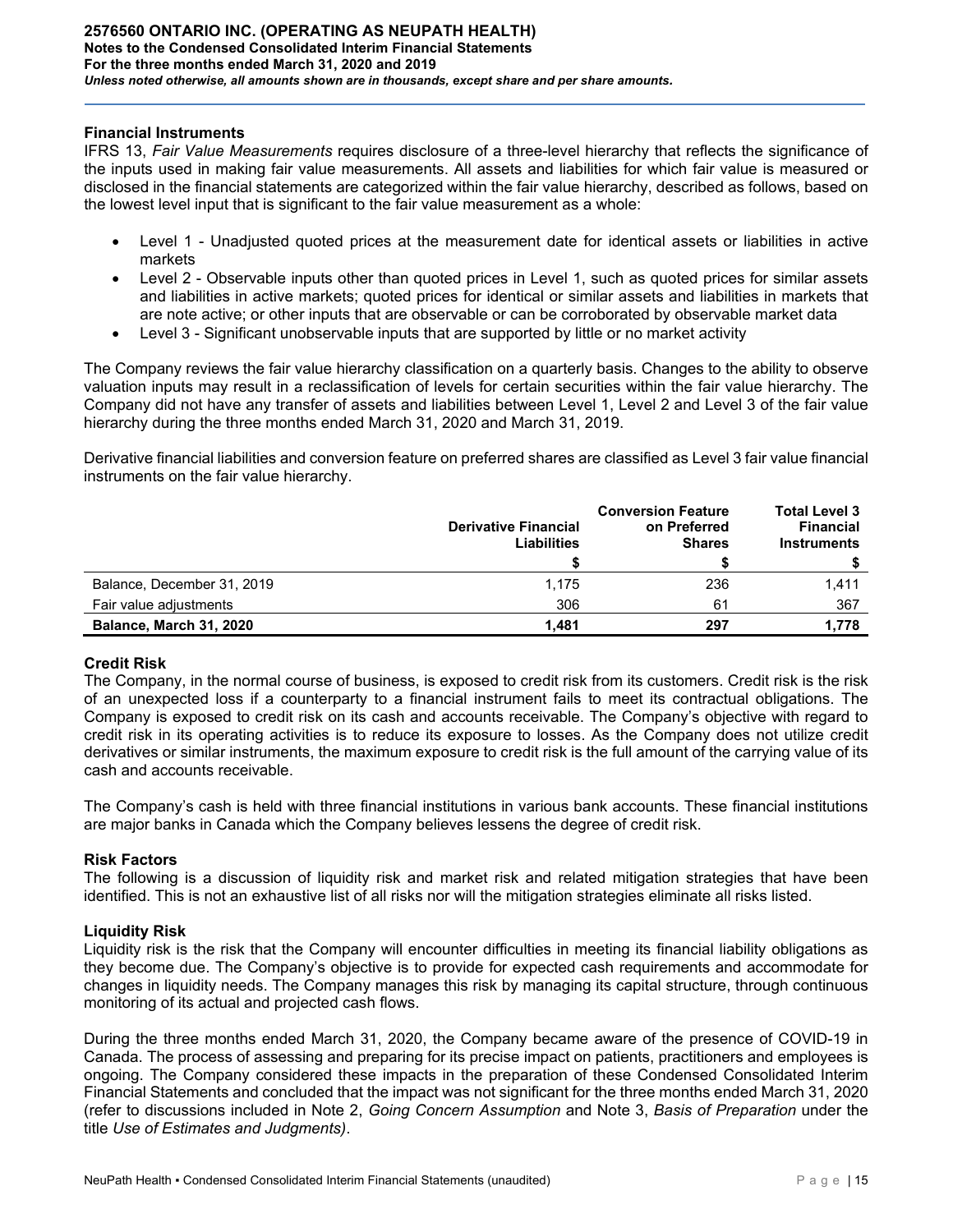## Financial Instruments

IFRS 13, *Fair Value Measurements* requires disclosure of a three-level hierarchy that reflects the significance of the inputs used in making fair value measurements. All assets and liabilities for which fair value is measured or disclosed in the financial statements are categorized within the fair value hierarchy, described as follows, based on the lowest level input that is significant to the fair value measurement as a whole:

- Level 1 - Unadjusted quoted prices at the measurement date for identical assets or liabilities in active markets
- Level 2 - Observable inputs other than quoted prices in Level 1, such as quoted prices for similar assets and liabilities in active markets; quoted prices for identical or similar assets and liabilities in markets that are note active; or other inputs that are observable or can be corroborated by observable market data
- Level 3 - Significant unobservable inputs that are supported by little or no market activity

The Company reviews the fair value hierarchy classification on a quarterly basis. Changes to the ability to observe valuation inputs may result in a reclassification of levels for certain securities within the fair value hierarchy. The Company did not have any transfer of assets and liabilities between Level 1, Level 2 and Level 3 of the fair value hierarchy during the three months ended March 31, 2020 and March 31, 2019.

Derivative financial liabilities and conversion feature on preferred shares are classified as Level 3 fair value financial instruments on the fair value hierarchy.

| | Derivative Financial Liabilities | Conversion Feature on Preferred Shares | Total Level 3 Financial Instruments |
|---|---|---|---|
| | $ | $ | $ |
| Balance, December 31, 2019 | 1,175 | 236 | 1,411 |
| Fair value adjustments | 306 | 61 | 367 |
| **Balance, March 31, 2020** | **1,481** | **297** | **1,778** |

## Credit Risk

The Company, in the normal course of business, is exposed to credit risk from its customers. Credit risk is the risk of an unexpected loss if a counterparty to a financial instrument fails to meet its contractual obligations. The Company is exposed to credit risk on its cash and accounts receivable. The Company's objective with regard to credit risk in its operating activities is to reduce its exposure to losses. As the Company does not utilize credit derivatives or similar instruments, the maximum exposure to credit risk is the full amount of the carrying value of its cash and accounts receivable.

The Company's cash is held with three financial institutions in various bank accounts. These financial institutions are major banks in Canada which the Company believes lessens the degree of credit risk.

## Risk Factors

The following is a discussion of liquidity risk and market risk and related mitigation strategies that have been identified. This is not an exhaustive list of all risks nor will the mitigation strategies eliminate all risks listed.

## Liquidity Risk

Liquidity risk is the risk that the Company will encounter difficulties in meeting its financial liability obligations as they become due. The Company's objective is to provide for expected cash requirements and accommodate for changes in liquidity needs. The Company manages this risk by managing its capital structure, through continuous monitoring of its actual and projected cash flows.

During the three months ended March 31, 2020, the Company became aware of the presence of COVID-19 in Canada. The process of assessing and preparing for its precise impact on patients, practitioners and employees is ongoing. The Company considered these impacts in the preparation of these Condensed Consolidated Interim Financial Statements and concluded that the impact was not significant for the three months ended March 31, 2020 (refer to discussions included in Note 2, *Going Concern Assumption* and Note 3, *Basis of Preparation* under the title *Use of Estimates and Judgments)*.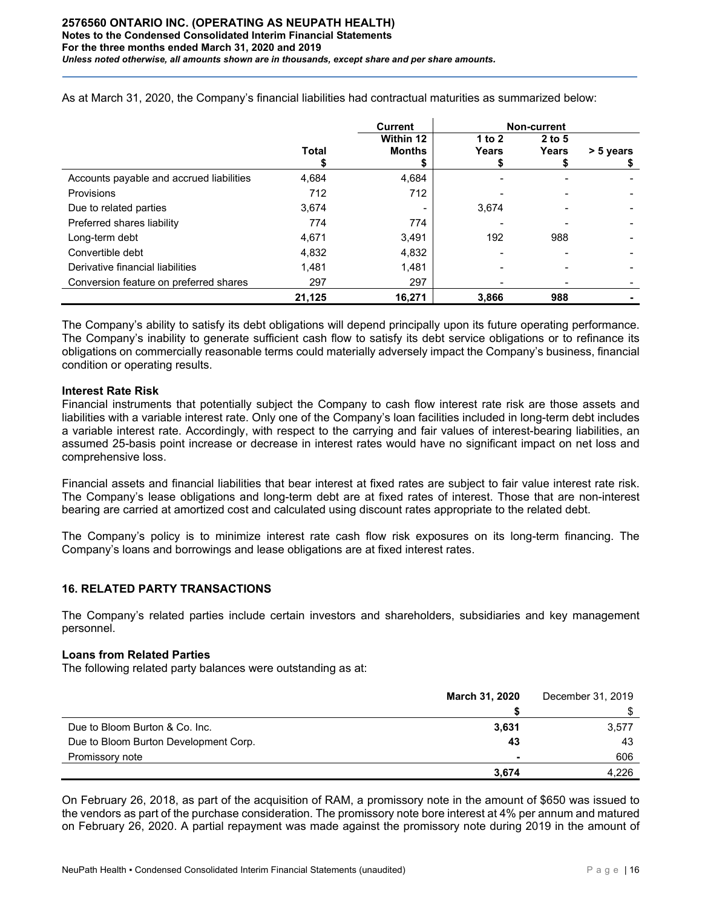As at March 31, 2020, the Company's financial liabilities had contractual maturities as summarized below:

| | Total | Current | Non-current | | |
|---|---|---|---|---|---|
| | | Within 12 Months | 1 to 2 Years | 2 to 5 Years | > 5 years |
| | $ | $ | $ | $ | $ |
| Accounts payable and accrued liabilities | 4,684 | 4,684 | - | - | - |
| Provisions | 712 | 712 | - | - | - |
| Due to related parties | 3,674 | - | 3,674 | - | - |
| Preferred shares liability | 774 | 774 | - | - | - |
| Long-term debt | 4,671 | 3,491 | 192 | 988 | - |
| Convertible debt | 4,832 | 4,832 | - | - | - |
| Derivative financial liabilities | 1,481 | 1,481 | - | - | - |
| Conversion feature on preferred shares | 297 | 297 | - | - | - |
| | **21,125** | **16,271** | **3,866** | **988** | **-** |

The Company's ability to satisfy its debt obligations will depend principally upon its future operating performance. The Company's inability to generate sufficient cash flow to satisfy its debt service obligations or to refinance its obligations on commercially reasonable terms could materially adversely impact the Company's business, financial condition or operating results.

**Interest Rate Risk**

Financial instruments that potentially subject the Company to cash flow interest rate risk are those assets and liabilities with a variable interest rate. Only one of the Company's loan facilities included in long-term debt includes a variable interest rate. Accordingly, with respect to the carrying and fair values of interest-bearing liabilities, an assumed 25-basis point increase or decrease in interest rates would have no significant impact on net loss and comprehensive loss.

Financial assets and financial liabilities that bear interest at fixed rates are subject to fair value interest rate risk. The Company's lease obligations and long-term debt are at fixed rates of interest. Those that are non-interest bearing are carried at amortized cost and calculated using discount rates appropriate to the related debt.

The Company's policy is to minimize interest rate cash flow risk exposures on its long-term financing. The Company's loans and borrowings and lease obligations are at fixed interest rates.

## 16. RELATED PARTY TRANSACTIONS

The Company's related parties include certain investors and shareholders, subsidiaries and key management personnel.

**Loans from Related Parties**

The following related party balances were outstanding as at:

| | **March 31, 2020** | December 31, 2019 |
|---|---|---|
| | **$** | $ |
| Due to Bloom Burton & Co. Inc. | **3,631** | 3,577 |
| Due to Bloom Burton Development Corp. | **43** | 43 |
| Promissory note | **-** | 606 |
| | **3,674** | 4,226 |

On February 26, 2018, as part of the acquisition of RAM, a promissory note in the amount of $650 was issued to the vendors as part of the purchase consideration. The promissory note bore interest at 4% per annum and matured on February 26, 2020. A partial repayment was made against the promissory note during 2019 in the amount of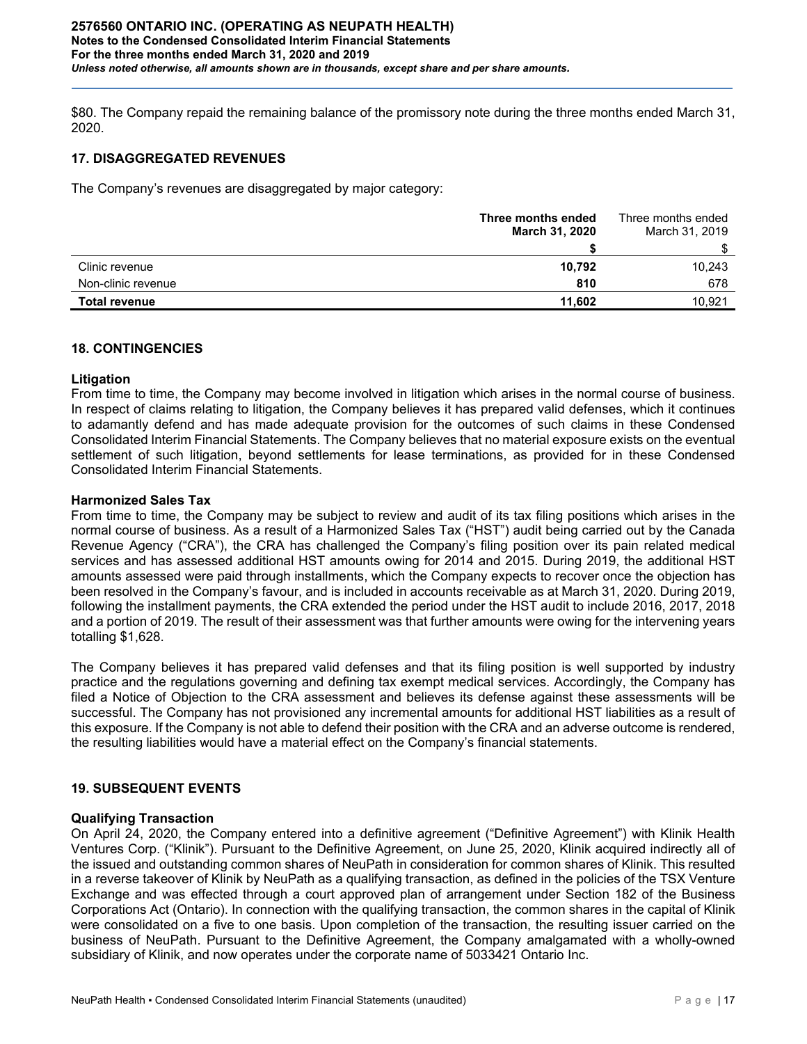$80. The Company repaid the remaining balance of the promissory note during the three months ended March 31, 2020.

## 17. DISAGGREGATED REVENUES

The Company's revenues are disaggregated by major category:

| | **Three months ended March 31, 2020** | Three months ended March 31, 2019 |
|---|---|---|
| | **$** | $ |
| Clinic revenue | **10,792** | 10,243 |
| Non-clinic revenue | **810** | 678 |
| **Total revenue** | **11,602** | 10,921 |

## 18. CONTINGENCIES

### Litigation

From time to time, the Company may become involved in litigation which arises in the normal course of business. In respect of claims relating to litigation, the Company believes it has prepared valid defenses, which it continues to adamantly defend and has made adequate provision for the outcomes of such claims in these Condensed Consolidated Interim Financial Statements. The Company believes that no material exposure exists on the eventual settlement of such litigation, beyond settlements for lease terminations, as provided for in these Condensed Consolidated Interim Financial Statements.

### Harmonized Sales Tax

From time to time, the Company may be subject to review and audit of its tax filing positions which arises in the normal course of business. As a result of a Harmonized Sales Tax ("HST") audit being carried out by the Canada Revenue Agency ("CRA"), the CRA has challenged the Company's filing position over its pain related medical services and has assessed additional HST amounts owing for 2014 and 2015. During 2019, the additional HST amounts assessed were paid through installments, which the Company expects to recover once the objection has been resolved in the Company's favour, and is included in accounts receivable as at March 31, 2020. During 2019, following the installment payments, the CRA extended the period under the HST audit to include 2016, 2017, 2018 and a portion of 2019. The result of their assessment was that further amounts were owing for the intervening years totalling $1,628.

The Company believes it has prepared valid defenses and that its filing position is well supported by industry practice and the regulations governing and defining tax exempt medical services. Accordingly, the Company has filed a Notice of Objection to the CRA assessment and believes its defense against these assessments will be successful. The Company has not provisioned any incremental amounts for additional HST liabilities as a result of this exposure. If the Company is not able to defend their position with the CRA and an adverse outcome is rendered, the resulting liabilities would have a material effect on the Company's financial statements.

## 19. SUBSEQUENT EVENTS

### Qualifying Transaction

On April 24, 2020, the Company entered into a definitive agreement ("Definitive Agreement") with Klinik Health Ventures Corp. ("Klinik"). Pursuant to the Definitive Agreement, on June 25, 2020, Klinik acquired indirectly all of the issued and outstanding common shares of NeuPath in consideration for common shares of Klinik. This resulted in a reverse takeover of Klinik by NeuPath as a qualifying transaction, as defined in the policies of the TSX Venture Exchange and was effected through a court approved plan of arrangement under Section 182 of the Business Corporations Act (Ontario). In connection with the qualifying transaction, the common shares in the capital of Klinik were consolidated on a five to one basis. Upon completion of the transaction, the resulting issuer carried on the business of NeuPath. Pursuant to the Definitive Agreement, the Company amalgamated with a wholly-owned subsidiary of Klinik, and now operates under the corporate name of 5033421 Ontario Inc.